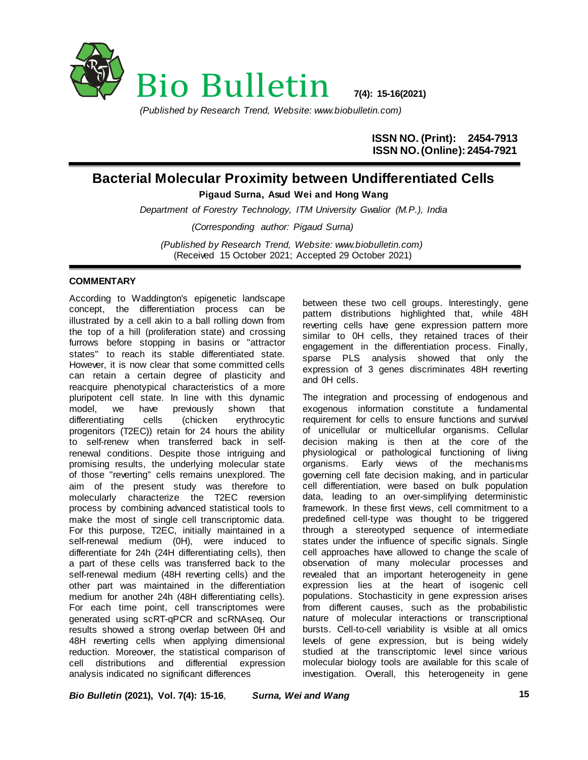# Bio Bulletin

*(Published by Research Trend, Website: www.biobulletin.com)*

**ISSN NO. (Print): 2454-7913**
**ISSN NO. (Online): 2454-7921**

## Bacterial Molecular Proximity between Undifferentiated Cells

**Pigaud Surna, Asud Wei and Hong Wang**

*Department of Forestry Technology, ITM University Gwalior (M.P.), India*

*(Corresponding author: Pigaud Surna)*

*(Published by Research Trend, Website: www.biobulletin.com)*
(Received 15 October 2021; Accepted 29 October 2021)

### COMMENTARY

According to Waddington's epigenetic landscape concept, the differentiation process can be illustrated by a cell akin to a ball rolling down from the top of a hill (proliferation state) and crossing furrows before stopping in basins or "attractor states" to reach its stable differentiated state. However, it is now clear that some committed cells can retain a certain degree of plasticity and reacquire phenotypical characteristics of a more pluripotent cell state. In line with this dynamic model, we have previously shown that differentiating cells (chicken erythrocytic progenitors (T2EC)) retain for 24 hours the ability to self-renew when transferred back in self-renewal conditions. Despite those intriguing and promising results, the underlying molecular state of those "reverting" cells remains unexplored. The aim of the present study was therefore to molecularly characterize the T2EC reversion process by combining advanced statistical tools to make the most of single cell transcriptomic data. For this purpose, T2EC, initially maintained in a self-renewal medium (0H), were induced to differentiate for 24h (24H differentiating cells), then a part of these cells was transferred back to the self-renewal medium (48H reverting cells) and the other part was maintained in the differentiation medium for another 24h (48H differentiating cells). For each time point, cell transcriptomes were generated using scRT-qPCR and scRNAseq. Our results showed a strong overlap between 0H and 48H reverting cells when applying dimensional reduction. Moreover, the statistical comparison of cell distributions and differential expression analysis indicated no significant differences between these two cell groups. Interestingly, gene pattern distributions highlighted that, while 48H reverting cells have gene expression pattern more similar to 0H cells, they retained traces of their engagement in the differentiation process. Finally, sparse PLS analysis showed that only the expression of 3 genes discriminates 48H reverting and 0H cells.

The integration and processing of endogenous and exogenous information constitute a fundamental requirement for cells to ensure functions and survival of unicellular or multicellular organisms. Cellular decision making is then at the core of the physiological or pathological functioning of living organisms. Early views of the mechanisms governing cell fate decision making, and in particular cell differentiation, were based on bulk population data, leading to an over-simplifying deterministic framework. In these first views, cell commitment to a predefined cell-type was thought to be triggered through a stereotyped sequence of intermediate states under the influence of specific signals. Single cell approaches have allowed to change the scale of observation of many molecular processes and revealed that an important heterogeneity in gene expression lies at the heart of isogenic cell populations. Stochasticity in gene expression arises from different causes, such as the probabilistic nature of molecular interactions or transcriptional bursts. Cell-to-cell variability is visible at all omics levels of gene expression, but is being widely studied at the transcriptomic level since various molecular biology tools are available for this scale of investigation. Overall, this heterogeneity in gene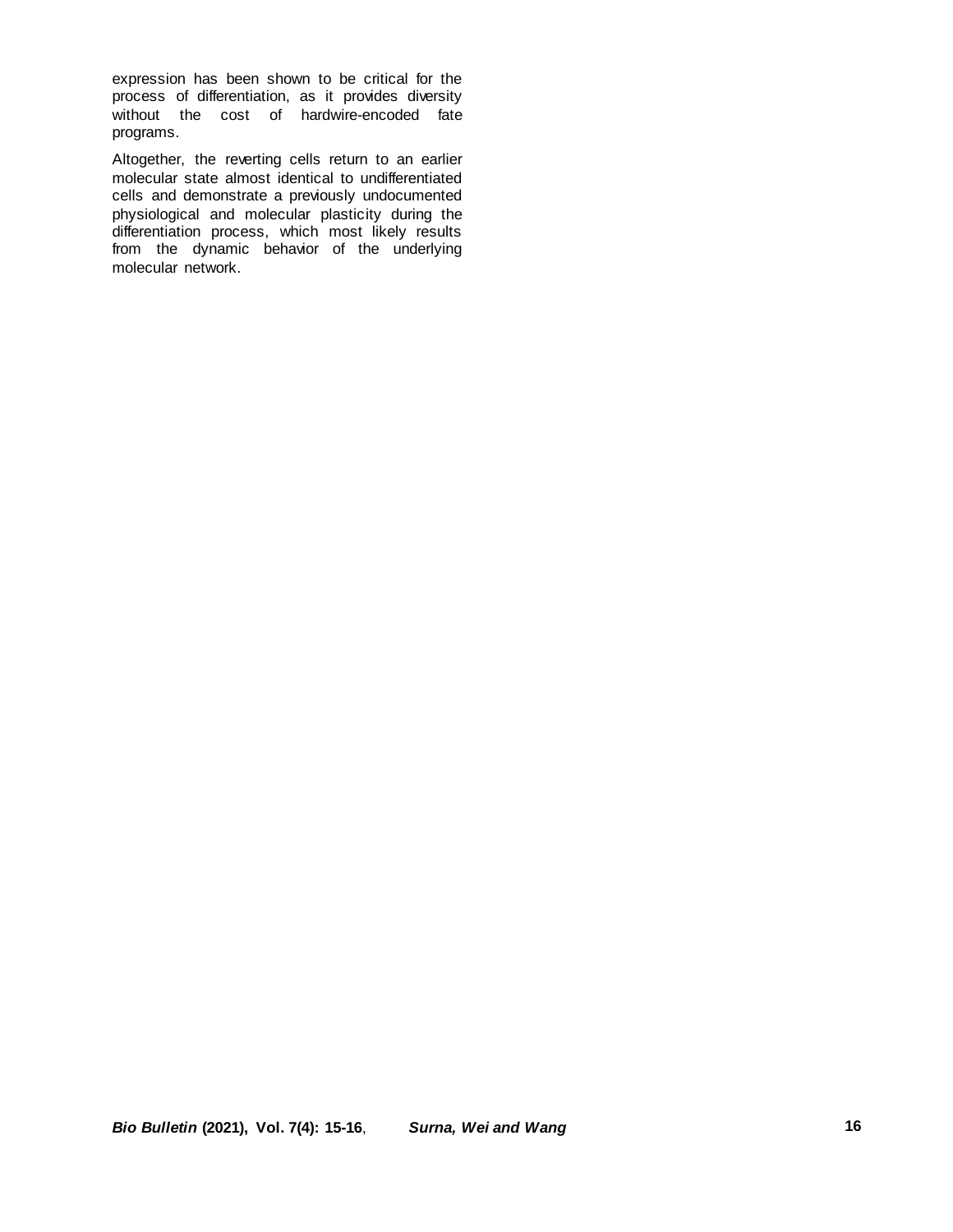expression has been shown to be critical for the process of differentiation, as it provides diversity without the cost of hardwire-encoded fate programs.

Altogether, the reverting cells return to an earlier molecular state almost identical to undifferentiated cells and demonstrate a previously undocumented physiological and molecular plasticity during the differentiation process, which most likely results from the dynamic behavior of the underlying molecular network.